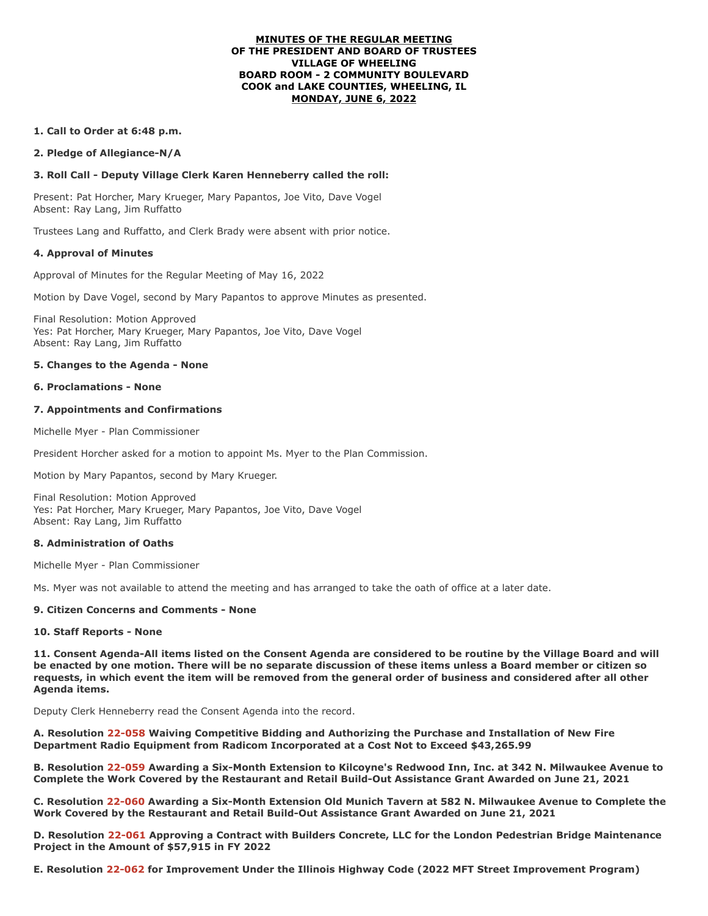**MINUTES OF THE REGULAR MEETING**
**OF THE PRESIDENT AND BOARD OF TRUSTEES**
**VILLAGE OF WHEELING**
**BOARD ROOM - 2 COMMUNITY BOULEVARD**
**COOK and LAKE COUNTIES, WHEELING, IL**
**MONDAY, JUNE 6, 2022**

**1. Call to Order at 6:48 p.m.**

**2. Pledge of Allegiance-N/A**

**3. Roll Call - Deputy Village Clerk Karen Henneberry called the roll:**

Present: Pat Horcher, Mary Krueger, Mary Papantos, Joe Vito, Dave Vogel
Absent: Ray Lang, Jim Ruffatto

Trustees Lang and Ruffatto, and Clerk Brady were absent with prior notice.

**4. Approval of Minutes**

Approval of Minutes for the Regular Meeting of May 16, 2022

Motion by Dave Vogel, second by Mary Papantos to approve Minutes as presented.

Final Resolution: Motion Approved
Yes: Pat Horcher, Mary Krueger, Mary Papantos, Joe Vito, Dave Vogel
Absent: Ray Lang, Jim Ruffatto

**5. Changes to the Agenda - None**

**6. Proclamations - None**

**7. Appointments and Confirmations**

Michelle Myer - Plan Commissioner

President Horcher asked for a motion to appoint Ms. Myer to the Plan Commission.

Motion by Mary Papantos, second by Mary Krueger.

Final Resolution: Motion Approved
Yes: Pat Horcher, Mary Krueger, Mary Papantos, Joe Vito, Dave Vogel
Absent: Ray Lang, Jim Ruffatto

**8. Administration of Oaths**

Michelle Myer - Plan Commissioner

Ms. Myer was not available to attend the meeting and has arranged to take the oath of office at a later date.

**9. Citizen Concerns and Comments - None**

**10. Staff Reports - None**

**11. Consent Agenda-All items listed on the Consent Agenda are considered to be routine by the Village Board and will be enacted by one motion. There will be no separate discussion of these items unless a Board member or citizen so requests, in which event the item will be removed from the general order of business and considered after all other Agenda items.**

Deputy Clerk Henneberry read the Consent Agenda into the record.

**A. Resolution 22-058 Waiving Competitive Bidding and Authorizing the Purchase and Installation of New Fire Department Radio Equipment from Radicom Incorporated at a Cost Not to Exceed $43,265.99**

**B. Resolution 22-059 Awarding a Six-Month Extension to Kilcoyne's Redwood Inn, Inc. at 342 N. Milwaukee Avenue to Complete the Work Covered by the Restaurant and Retail Build-Out Assistance Grant Awarded on June 21, 2021**

**C. Resolution 22-060 Awarding a Six-Month Extension Old Munich Tavern at 582 N. Milwaukee Avenue to Complete the Work Covered by the Restaurant and Retail Build-Out Assistance Grant Awarded on June 21, 2021**

**D. Resolution 22-061 Approving a Contract with Builders Concrete, LLC for the London Pedestrian Bridge Maintenance Project in the Amount of $57,915 in FY 2022**

**E. Resolution 22-062 for Improvement Under the Illinois Highway Code (2022 MFT Street Improvement Program)**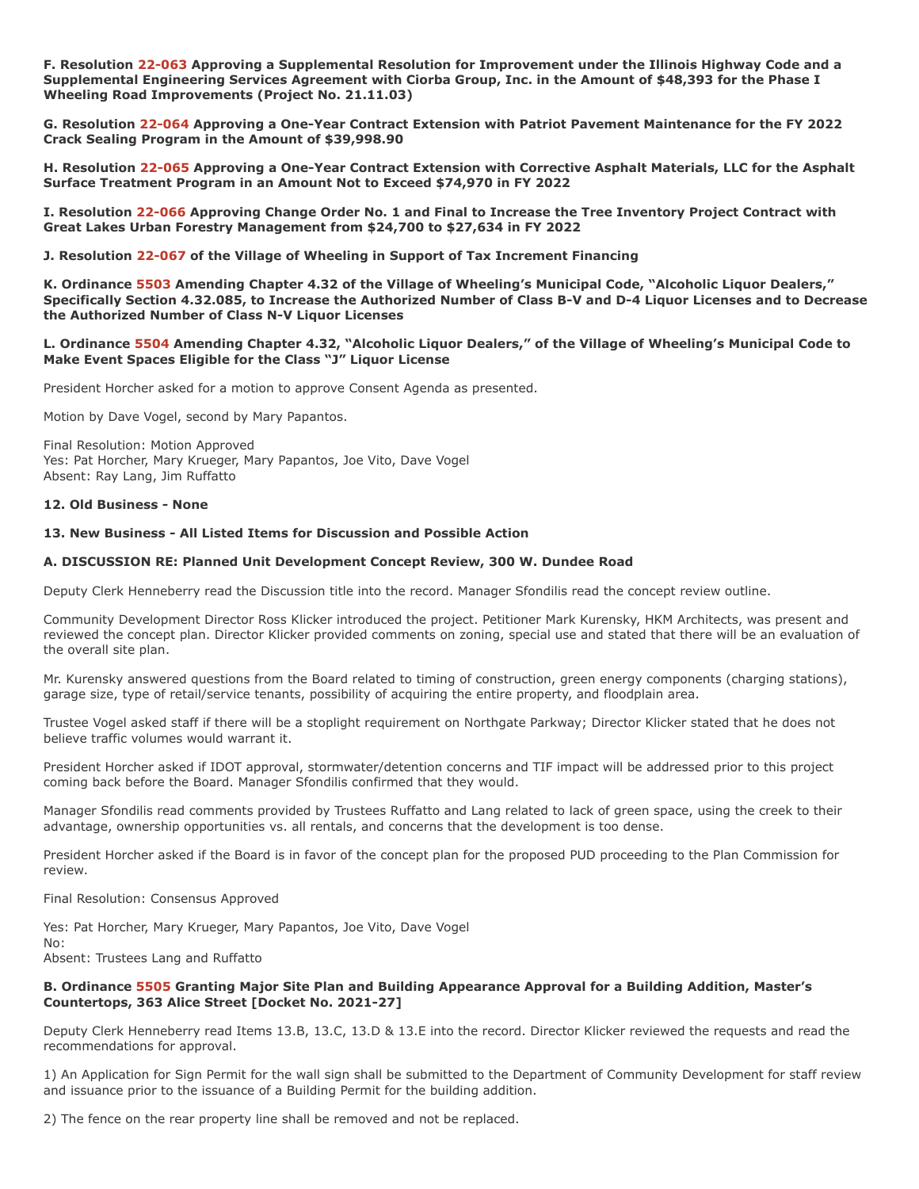**F. Resolution 22-063 Approving a Supplemental Resolution for Improvement under the Illinois Highway Code and a Supplemental Engineering Services Agreement with Ciorba Group, Inc. in the Amount of $48,393 for the Phase I Wheeling Road Improvements (Project No. 21.11.03)**

**G. Resolution 22-064 Approving a One-Year Contract Extension with Patriot Pavement Maintenance for the FY 2022 Crack Sealing Program in the Amount of $39,998.90**

**H. Resolution 22-065 Approving a One-Year Contract Extension with Corrective Asphalt Materials, LLC for the Asphalt Surface Treatment Program in an Amount Not to Exceed $74,970 in FY 2022**

**I. Resolution 22-066 Approving Change Order No. 1 and Final to Increase the Tree Inventory Project Contract with Great Lakes Urban Forestry Management from $24,700 to $27,634 in FY 2022**

**J. Resolution 22-067 of the Village of Wheeling in Support of Tax Increment Financing**

**K. Ordinance 5503 Amending Chapter 4.32 of the Village of Wheeling's Municipal Code, "Alcoholic Liquor Dealers," Specifically Section 4.32.085, to Increase the Authorized Number of Class B-V and D-4 Liquor Licenses and to Decrease the Authorized Number of Class N-V Liquor Licenses**

**L. Ordinance 5504 Amending Chapter 4.32, "Alcoholic Liquor Dealers," of the Village of Wheeling's Municipal Code to Make Event Spaces Eligible for the Class "J" Liquor License**

President Horcher asked for a motion to approve Consent Agenda as presented.

Motion by Dave Vogel, second by Mary Papantos.

Final Resolution: Motion Approved
Yes: Pat Horcher, Mary Krueger, Mary Papantos, Joe Vito, Dave Vogel
Absent: Ray Lang, Jim Ruffatto

**12. Old Business - None**

**13. New Business - All Listed Items for Discussion and Possible Action**

**A. DISCUSSION RE: Planned Unit Development Concept Review, 300 W. Dundee Road**

Deputy Clerk Henneberry read the Discussion title into the record. Manager Sfondilis read the concept review outline.

Community Development Director Ross Klicker introduced the project. Petitioner Mark Kurensky, HKM Architects, was present and reviewed the concept plan. Director Klicker provided comments on zoning, special use and stated that there will be an evaluation of the overall site plan.

Mr. Kurensky answered questions from the Board related to timing of construction, green energy components (charging stations), garage size, type of retail/service tenants, possibility of acquiring the entire property, and floodplain area.

Trustee Vogel asked staff if there will be a stoplight requirement on Northgate Parkway; Director Klicker stated that he does not believe traffic volumes would warrant it.

President Horcher asked if IDOT approval, stormwater/detention concerns and TIF impact will be addressed prior to this project coming back before the Board. Manager Sfondilis confirmed that they would.

Manager Sfondilis read comments provided by Trustees Ruffatto and Lang related to lack of green space, using the creek to their advantage, ownership opportunities vs. all rentals, and concerns that the development is too dense.

President Horcher asked if the Board is in favor of the concept plan for the proposed PUD proceeding to the Plan Commission for review.

Final Resolution: Consensus Approved

Yes: Pat Horcher, Mary Krueger, Mary Papantos, Joe Vito, Dave Vogel
No:
Absent: Trustees Lang and Ruffatto

**B. Ordinance 5505 Granting Major Site Plan and Building Appearance Approval for a Building Addition, Master's Countertops, 363 Alice Street [Docket No. 2021-27]**

Deputy Clerk Henneberry read Items 13.B, 13.C, 13.D & 13.E into the record. Director Klicker reviewed the requests and read the recommendations for approval.

1) An Application for Sign Permit for the wall sign shall be submitted to the Department of Community Development for staff review and issuance prior to the issuance of a Building Permit for the building addition.

2) The fence on the rear property line shall be removed and not be replaced.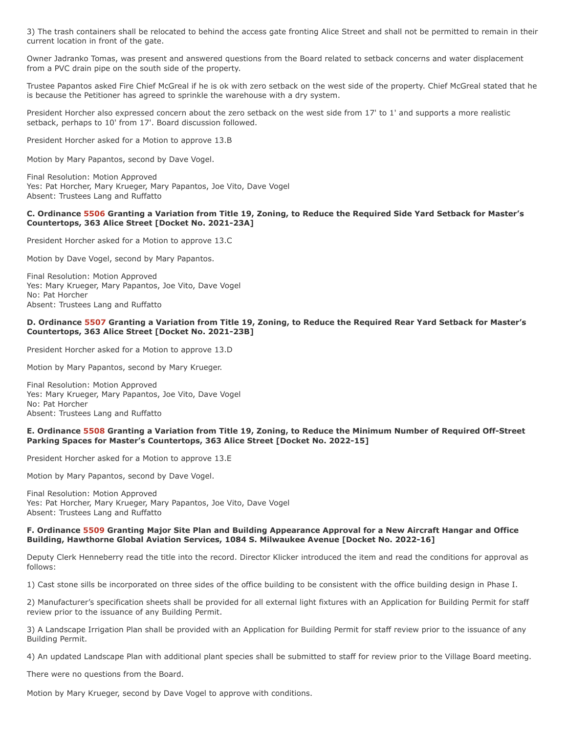3) The trash containers shall be relocated to behind the access gate fronting Alice Street and shall not be permitted to remain in their current location in front of the gate.

Owner Jadranko Tomas, was present and answered questions from the Board related to setback concerns and water displacement from a PVC drain pipe on the south side of the property.

Trustee Papantos asked Fire Chief McGreal if he is ok with zero setback on the west side of the property. Chief McGreal stated that he is because the Petitioner has agreed to sprinkle the warehouse with a dry system.

President Horcher also expressed concern about the zero setback on the west side from 17' to 1' and supports a more realistic setback, perhaps to 10' from 17'. Board discussion followed.

President Horcher asked for a Motion to approve 13.B

Motion by Mary Papantos, second by Dave Vogel.

Final Resolution: Motion Approved
Yes: Pat Horcher, Mary Krueger, Mary Papantos, Joe Vito, Dave Vogel
Absent: Trustees Lang and Ruffatto

**C. Ordinance 5506 Granting a Variation from Title 19, Zoning, to Reduce the Required Side Yard Setback for Master's Countertops, 363 Alice Street [Docket No. 2021-23A]**

President Horcher asked for a Motion to approve 13.C

Motion by Dave Vogel, second by Mary Papantos.

Final Resolution: Motion Approved
Yes: Mary Krueger, Mary Papantos, Joe Vito, Dave Vogel
No: Pat Horcher
Absent: Trustees Lang and Ruffatto

**D. Ordinance 5507 Granting a Variation from Title 19, Zoning, to Reduce the Required Rear Yard Setback for Master's Countertops, 363 Alice Street [Docket No. 2021-23B]**

President Horcher asked for a Motion to approve 13.D

Motion by Mary Papantos, second by Mary Krueger.

Final Resolution: Motion Approved
Yes: Mary Krueger, Mary Papantos, Joe Vito, Dave Vogel
No: Pat Horcher
Absent: Trustees Lang and Ruffatto

**E. Ordinance 5508 Granting a Variation from Title 19, Zoning, to Reduce the Minimum Number of Required Off-Street Parking Spaces for Master's Countertops, 363 Alice Street [Docket No. 2022-15]**

President Horcher asked for a Motion to approve 13.E

Motion by Mary Papantos, second by Dave Vogel.

Final Resolution: Motion Approved
Yes: Pat Horcher, Mary Krueger, Mary Papantos, Joe Vito, Dave Vogel
Absent: Trustees Lang and Ruffatto

**F. Ordinance 5509 Granting Major Site Plan and Building Appearance Approval for a New Aircraft Hangar and Office Building, Hawthorne Global Aviation Services, 1084 S. Milwaukee Avenue [Docket No. 2022-16]**

Deputy Clerk Henneberry read the title into the record. Director Klicker introduced the item and read the conditions for approval as follows:

1) Cast stone sills be incorporated on three sides of the office building to be consistent with the office building design in Phase I.

2) Manufacturer's specification sheets shall be provided for all external light fixtures with an Application for Building Permit for staff review prior to the issuance of any Building Permit.

3) A Landscape Irrigation Plan shall be provided with an Application for Building Permit for staff review prior to the issuance of any Building Permit.

4) An updated Landscape Plan with additional plant species shall be submitted to staff for review prior to the Village Board meeting.

There were no questions from the Board.

Motion by Mary Krueger, second by Dave Vogel to approve with conditions.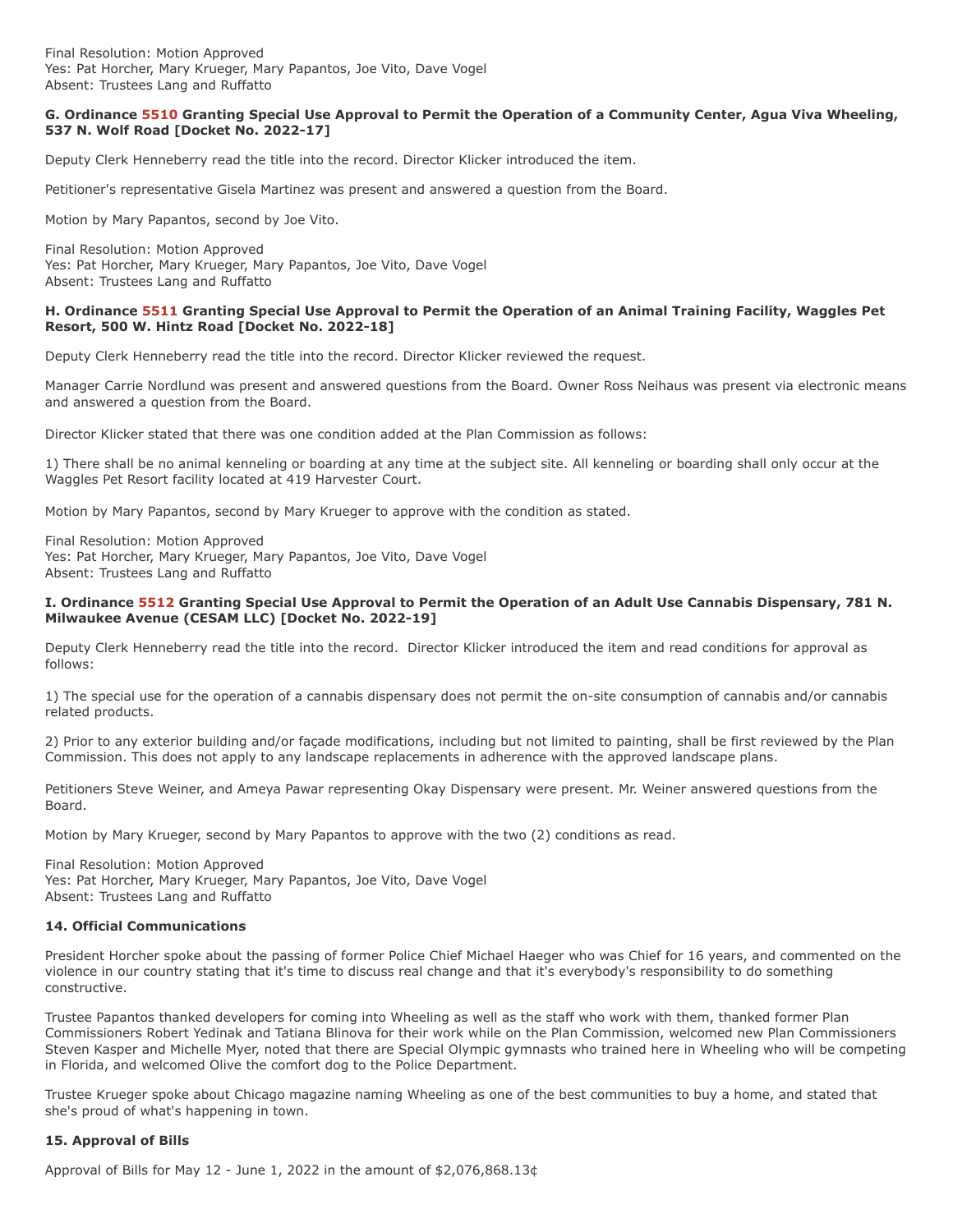Final Resolution: Motion Approved
Yes: Pat Horcher, Mary Krueger, Mary Papantos, Joe Vito, Dave Vogel
Absent: Trustees Lang and Ruffatto

**G. Ordinance 5510 Granting Special Use Approval to Permit the Operation of a Community Center, Agua Viva Wheeling, 537 N. Wolf Road [Docket No. 2022-17]**

Deputy Clerk Henneberry read the title into the record. Director Klicker introduced the item.

Petitioner's representative Gisela Martinez was present and answered a question from the Board.

Motion by Mary Papantos, second by Joe Vito.

Final Resolution: Motion Approved
Yes: Pat Horcher, Mary Krueger, Mary Papantos, Joe Vito, Dave Vogel
Absent: Trustees Lang and Ruffatto

**H. Ordinance 5511 Granting Special Use Approval to Permit the Operation of an Animal Training Facility, Waggles Pet Resort, 500 W. Hintz Road [Docket No. 2022-18]**

Deputy Clerk Henneberry read the title into the record. Director Klicker reviewed the request.

Manager Carrie Nordlund was present and answered questions from the Board. Owner Ross Neihaus was present via electronic means and answered a question from the Board.

Director Klicker stated that there was one condition added at the Plan Commission as follows:

1) There shall be no animal kenneling or boarding at any time at the subject site. All kenneling or boarding shall only occur at the Waggles Pet Resort facility located at 419 Harvester Court.

Motion by Mary Papantos, second by Mary Krueger to approve with the condition as stated.

Final Resolution: Motion Approved
Yes: Pat Horcher, Mary Krueger, Mary Papantos, Joe Vito, Dave Vogel
Absent: Trustees Lang and Ruffatto

**I. Ordinance 5512 Granting Special Use Approval to Permit the Operation of an Adult Use Cannabis Dispensary, 781 N. Milwaukee Avenue (CESAM LLC) [Docket No. 2022-19]**

Deputy Clerk Henneberry read the title into the record. Director Klicker introduced the item and read conditions for approval as follows:

1) The special use for the operation of a cannabis dispensary does not permit the on-site consumption of cannabis and/or cannabis related products.

2) Prior to any exterior building and/or façade modifications, including but not limited to painting, shall be first reviewed by the Plan Commission. This does not apply to any landscape replacements in adherence with the approved landscape plans.

Petitioners Steve Weiner, and Ameya Pawar representing Okay Dispensary were present. Mr. Weiner answered questions from the Board.

Motion by Mary Krueger, second by Mary Papantos to approve with the two (2) conditions as read.

Final Resolution: Motion Approved
Yes: Pat Horcher, Mary Krueger, Mary Papantos, Joe Vito, Dave Vogel
Absent: Trustees Lang and Ruffatto

**14. Official Communications**

President Horcher spoke about the passing of former Police Chief Michael Haeger who was Chief for 16 years, and commented on the violence in our country stating that it's time to discuss real change and that it's everybody's responsibility to do something constructive.

Trustee Papantos thanked developers for coming into Wheeling as well as the staff who work with them, thanked former Plan Commissioners Robert Yedinak and Tatiana Blinova for their work while on the Plan Commission, welcomed new Plan Commissioners Steven Kasper and Michelle Myer, noted that there are Special Olympic gymnasts who trained here in Wheeling who will be competing in Florida, and welcomed Olive the comfort dog to the Police Department.

Trustee Krueger spoke about Chicago magazine naming Wheeling as one of the best communities to buy a home, and stated that she's proud of what's happening in town.

**15. Approval of Bills**

Approval of Bills for May 12 - June 1, 2022 in the amount of $2,076,868.13¢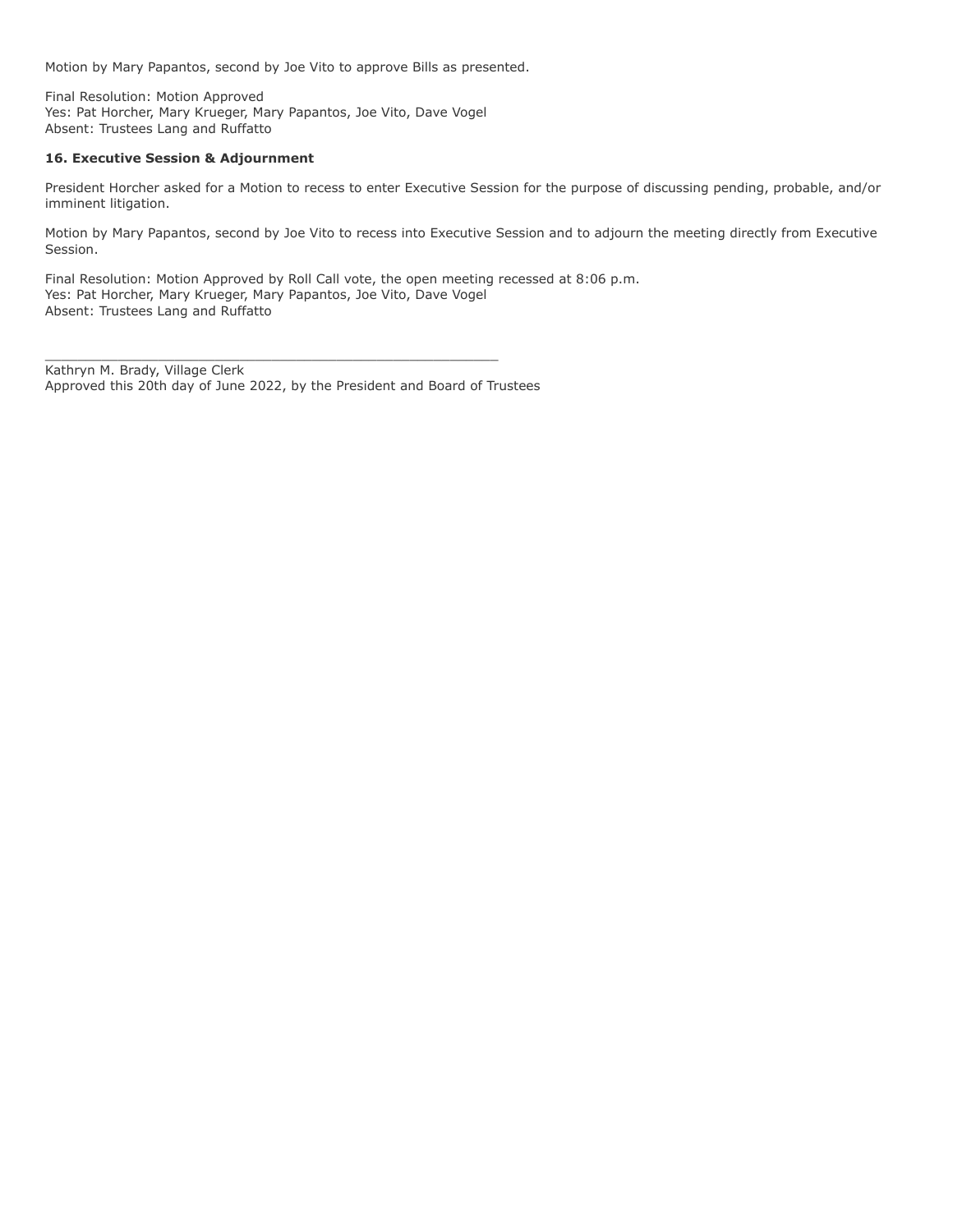Motion by Mary Papantos, second by Joe Vito to approve Bills as presented.

Final Resolution: Motion Approved
Yes: Pat Horcher, Mary Krueger, Mary Papantos, Joe Vito, Dave Vogel
Absent: Trustees Lang and Ruffatto

**16. Executive Session & Adjournment**

President Horcher asked for a Motion to recess to enter Executive Session for the purpose of discussing pending, probable, and/or imminent litigation.

Motion by Mary Papantos, second by Joe Vito to recess into Executive Session and to adjourn the meeting directly from Executive Session.

Final Resolution: Motion Approved by Roll Call vote, the open meeting recessed at 8:06 p.m.
Yes: Pat Horcher, Mary Krueger, Mary Papantos, Joe Vito, Dave Vogel
Absent: Trustees Lang and Ruffatto

____________________________________________________________

Kathryn M. Brady, Village Clerk
Approved this 20th day of June 2022, by the President and Board of Trustees